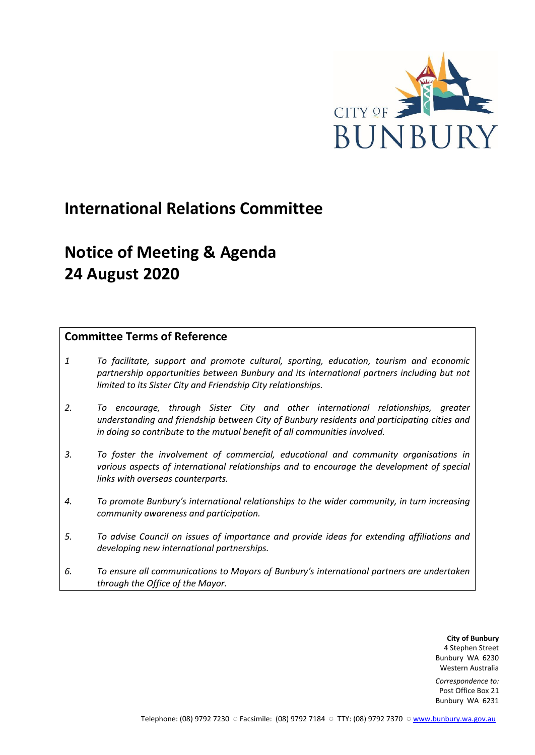CITY OF BUNBURY

# International Relations Committee

# Notice of Meeting & Agenda
# 24 August 2020

## Committee Terms of Reference

*1* *To facilitate, support and promote cultural, sporting, education, tourism and economic partnership opportunities between Bunbury and its international partners including but not limited to its Sister City and Friendship City relationships.*

*2.* *To encourage, through Sister City and other international relationships, greater understanding and friendship between City of Bunbury residents and participating cities and in doing so contribute to the mutual benefit of all communities involved.*

*3.* *To foster the involvement of commercial, educational and community organisations in various aspects of international relationships and to encourage the development of special links with overseas counterparts.*

*4.* *To promote Bunbury's international relationships to the wider community, in turn increasing community awareness and participation.*

*5.* *To advise Council on issues of importance and provide ideas for extending affiliations and developing new international partnerships.*

*6.* *To ensure all communications to Mayors of Bunbury's international partners are undertaken through the Office of the Mayor.*

**City of Bunbury**
4 Stephen Street
Bunbury WA 6230
Western Australia

*Correspondence to:*
Post Office Box 21
Bunbury WA 6231

Telephone: (08) 9792 7230 ○ Facsimile: (08) 9792 7184 ○ TTY: (08) 9792 7370 ○ www.bunbury.wa.gov.au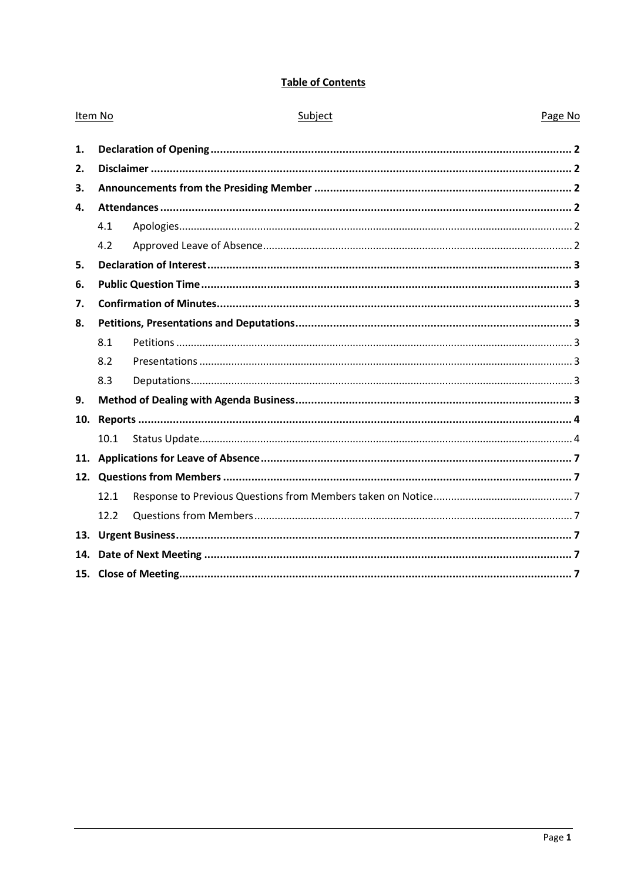**Table of Contents**

| Item No | Subject | Page No |
|---|---|---|
| **1.** | **Declaration of Opening** | **2** |
| **2.** | **Disclaimer** | **2** |
| **3.** | **Announcements from the Presiding Member** | **2** |
| **4.** | **Attendances** | **2** |
| 4.1 | Apologies | 2 |
| 4.2 | Approved Leave of Absence | 2 |
| **5.** | **Declaration of Interest** | **3** |
| **6.** | **Public Question Time** | **3** |
| **7.** | **Confirmation of Minutes** | **3** |
| **8.** | **Petitions, Presentations and Deputations** | **3** |
| 8.1 | Petitions | 3 |
| 8.2 | Presentations | 3 |
| 8.3 | Deputations | 3 |
| **9.** | **Method of Dealing with Agenda Business** | **3** |
| **10.** | **Reports** | **4** |
| 10.1 | Status Update | 4 |
| **11.** | **Applications for Leave of Absence** | **7** |
| **12.** | **Questions from Members** | **7** |
| 12.1 | Response to Previous Questions from Members taken on Notice | 7 |
| 12.2 | Questions from Members | 7 |
| **13.** | **Urgent Business** | **7** |
| **14.** | **Date of Next Meeting** | **7** |
| **15.** | **Close of Meeting** | **7** |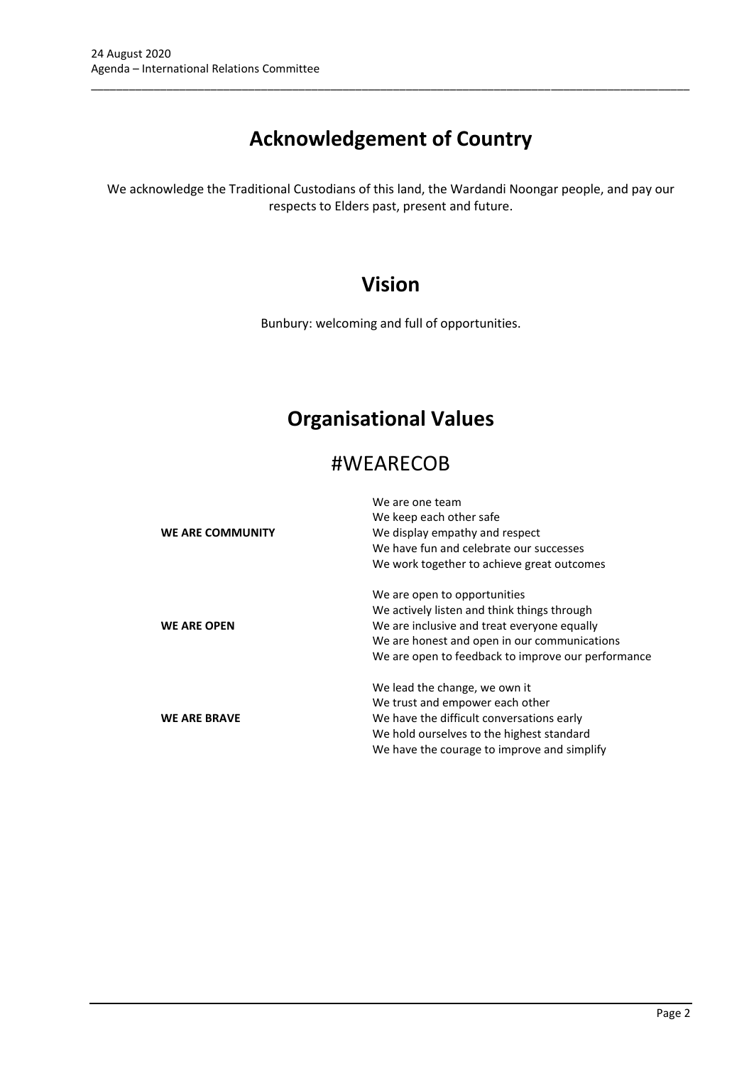# Acknowledgement of Country

We acknowledge the Traditional Custodians of this land, the Wardandi Noongar people, and pay our respects to Elders past, present and future.

# Vision

Bunbury: welcoming and full of opportunities.

# Organisational Values

## #WEARECOB

| | |
|---|---|
| **WE ARE COMMUNITY** | We are one team<br>We keep each other safe<br>We display empathy and respect<br>We have fun and celebrate our successes<br>We work together to achieve great outcomes |
| **WE ARE OPEN** | We are open to opportunities<br>We actively listen and think things through<br>We are inclusive and treat everyone equally<br>We are honest and open in our communications<br>We are open to feedback to improve our performance |
| **WE ARE BRAVE** | We lead the change, we own it<br>We trust and empower each other<br>We have the difficult conversations early<br>We hold ourselves to the highest standard<br>We have the courage to improve and simplify |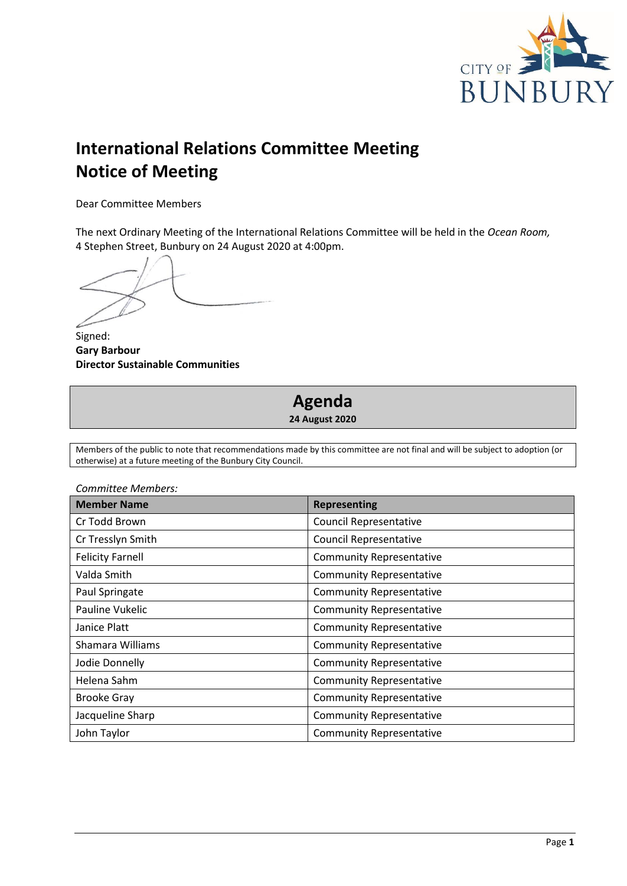# International Relations Committee Meeting
# Notice of Meeting

Dear Committee Members

The next Ordinary Meeting of the International Relations Committee will be held in the *Ocean Room,* 4 Stephen Street, Bunbury on 24 August 2020 at 4:00pm.

Signed:
**Gary Barbour**
**Director Sustainable Communities**

## Agenda

**24 August 2020**

Members of the public to note that recommendations made by this committee are not final and will be subject to adoption (or otherwise) at a future meeting of the Bunbury City Council.

*Committee Members:*

| Member Name | Representing |
|---|---|
| Cr Todd Brown | Council Representative |
| Cr Tresslyn Smith | Council Representative |
| Felicity Farnell | Community Representative |
| Valda Smith | Community Representative |
| Paul Springate | Community Representative |
| Pauline Vukelic | Community Representative |
| Janice Platt | Community Representative |
| Shamara Williams | Community Representative |
| Jodie Donnelly | Community Representative |
| Helena Sahm | Community Representative |
| Brooke Gray | Community Representative |
| Jacqueline Sharp | Community Representative |
| John Taylor | Community Representative |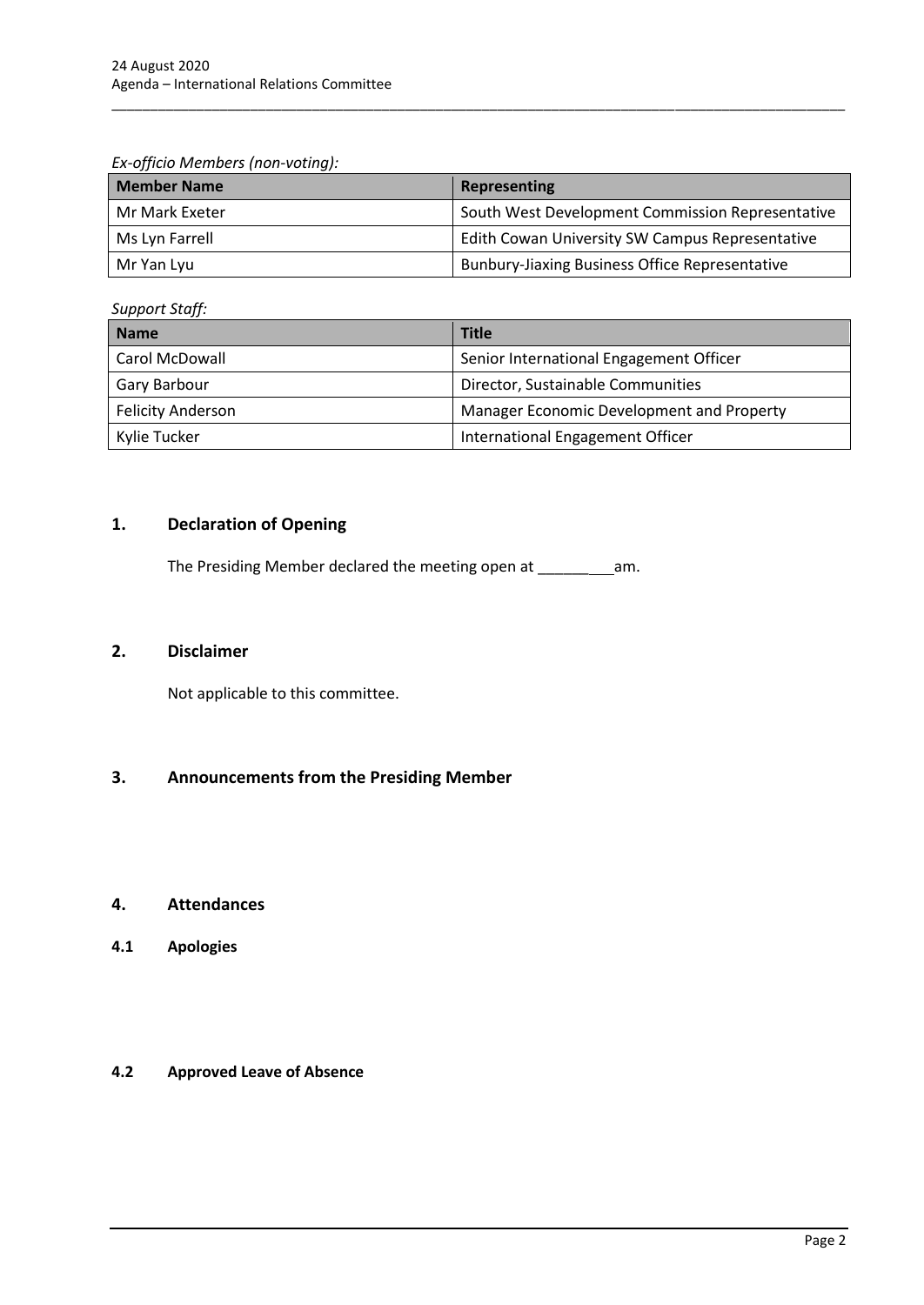*Ex-officio Members (non-voting):*

| Member Name | Representing |
|---|---|
| Mr Mark Exeter | South West Development Commission Representative |
| Ms Lyn Farrell | Edith Cowan University SW Campus Representative |
| Mr Yan Lyu | Bunbury-Jiaxing Business Office Representative |

*Support Staff:*

| Name | Title |
|---|---|
| Carol McDowall | Senior International Engagement Officer |
| Gary Barbour | Director, Sustainable Communities |
| Felicity Anderson | Manager Economic Development and Property |
| Kylie Tucker | International Engagement Officer |

## 1. Declaration of Opening

The Presiding Member declared the meeting open at __________am.

## 2. Disclaimer

Not applicable to this committee.

## 3. Announcements from the Presiding Member

## 4. Attendances

### 4.1 Apologies

### 4.2 Approved Leave of Absence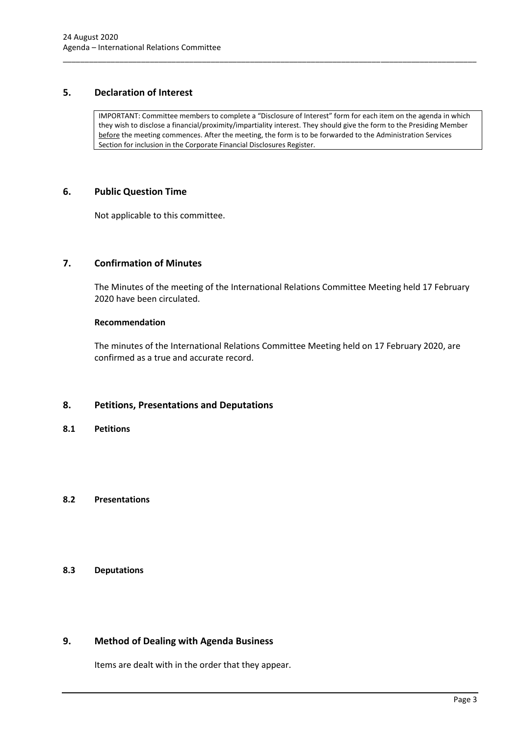## 5. Declaration of Interest

IMPORTANT: Committee members to complete a "Disclosure of Interest" form for each item on the agenda in which they wish to disclose a financial/proximity/impartiality interest. They should give the form to the Presiding Member before the meeting commences. After the meeting, the form is to be forwarded to the Administration Services Section for inclusion in the Corporate Financial Disclosures Register.

## 6. Public Question Time

Not applicable to this committee.

## 7. Confirmation of Minutes

The Minutes of the meeting of the International Relations Committee Meeting held 17 February 2020 have been circulated.

**Recommendation**

The minutes of the International Relations Committee Meeting held on 17 February 2020, are confirmed as a true and accurate record.

## 8. Petitions, Presentations and Deputations

### 8.1 Petitions

### 8.2 Presentations

### 8.3 Deputations

## 9. Method of Dealing with Agenda Business

Items are dealt with in the order that they appear.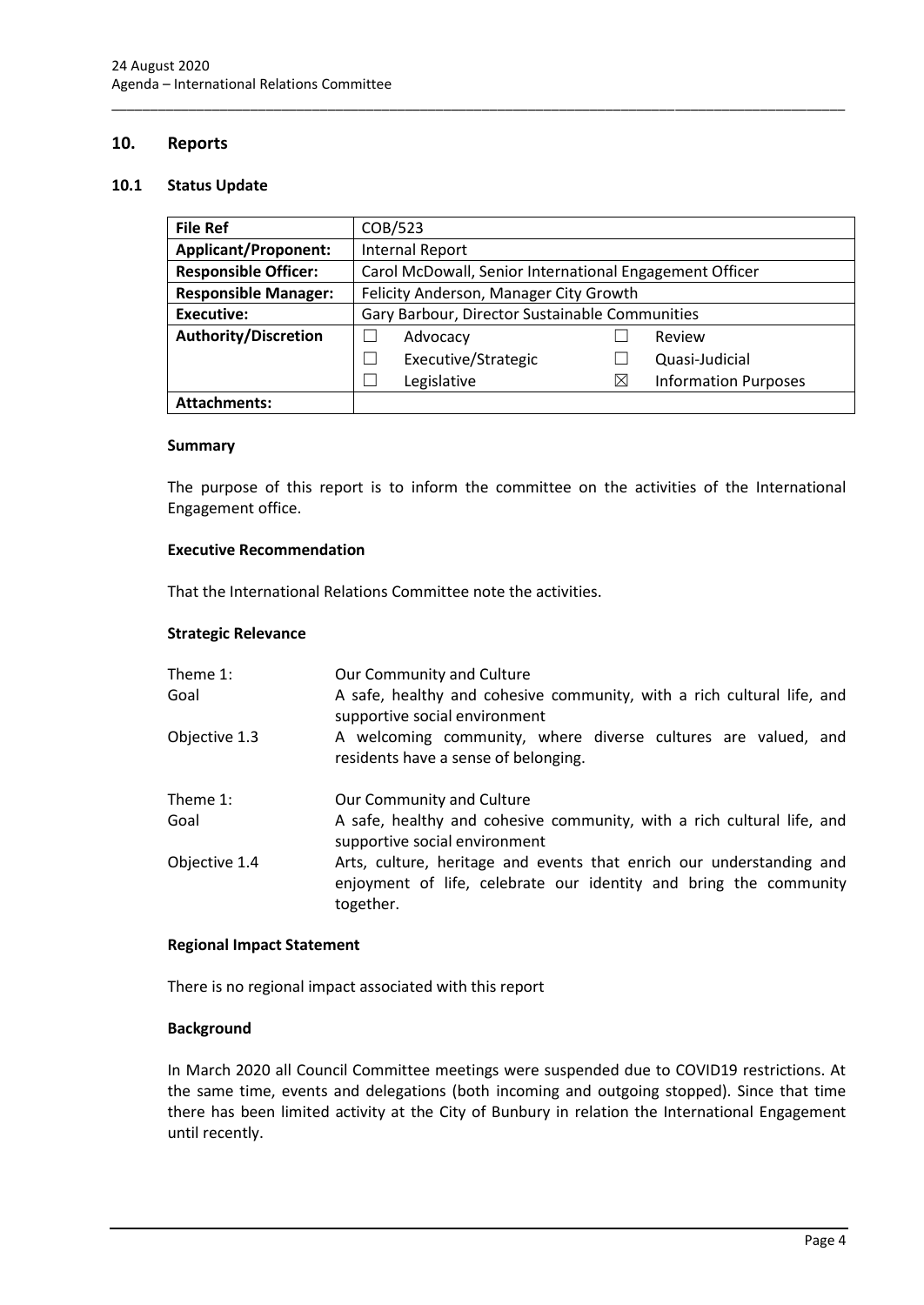## 10. Reports

### 10.1 Status Update

| File Ref | COB/523 | | | |
|---|---|---|---|---|
| **Applicant/Proponent:** | Internal Report | | | |
| **Responsible Officer:** | Carol McDowall, Senior International Engagement Officer | | | |
| **Responsible Manager:** | Felicity Anderson, Manager City Growth | | | |
| **Executive:** | Gary Barbour, Director Sustainable Communities | | | |
| **Authority/Discretion** | ☐ | Advocacy | ☐ | Review |
| | ☐ | Executive/Strategic | ☐ | Quasi-Judicial |
| | ☐ | Legislative | ☒ | Information Purposes |
| **Attachments:** | | | | |

**Summary**

The purpose of this report is to inform the committee on the activities of the International Engagement office.

**Executive Recommendation**

That the International Relations Committee note the activities.

**Strategic Relevance**

| | |
|---|---|
| Theme 1: | Our Community and Culture |
| Goal | A safe, healthy and cohesive community, with a rich cultural life, and supportive social environment |
| Objective 1.3 | A welcoming community, where diverse cultures are valued, and residents have a sense of belonging. |
| Theme 1: | Our Community and Culture |
| Goal | A safe, healthy and cohesive community, with a rich cultural life, and supportive social environment |
| Objective 1.4 | Arts, culture, heritage and events that enrich our understanding and enjoyment of life, celebrate our identity and bring the community together. |

**Regional Impact Statement**

There is no regional impact associated with this report

**Background**

In March 2020 all Council Committee meetings were suspended due to COVID19 restrictions. At the same time, events and delegations (both incoming and outgoing stopped). Since that time there has been limited activity at the City of Bunbury in relation the International Engagement until recently.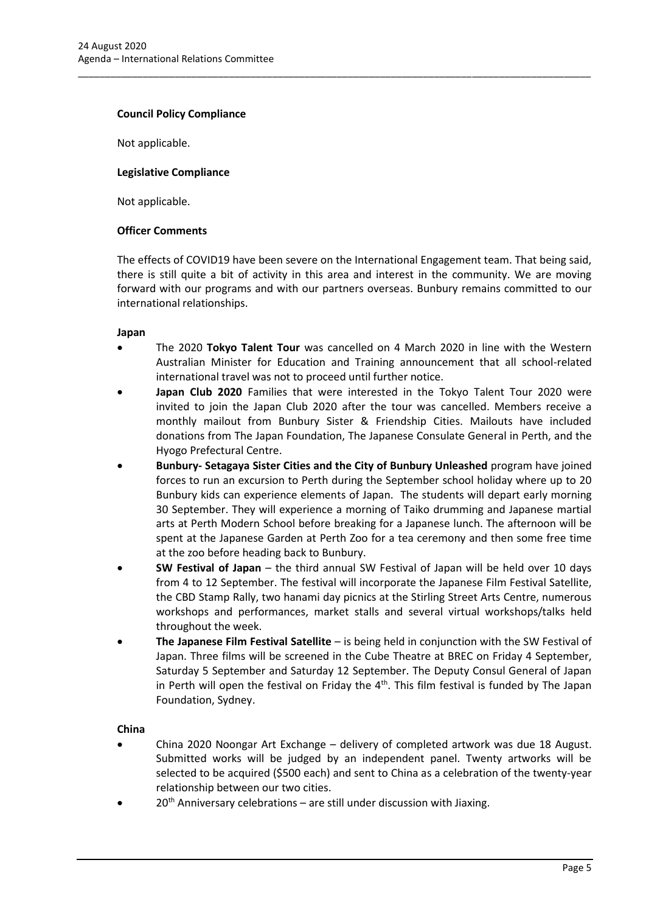**Council Policy Compliance**

Not applicable.

**Legislative Compliance**

Not applicable.

**Officer Comments**

The effects of COVID19 have been severe on the International Engagement team. That being said, there is still quite a bit of activity in this area and interest in the community. We are moving forward with our programs and with our partners overseas. Bunbury remains committed to our international relationships.

**Japan**

- The 2020 **Tokyo Talent Tour** was cancelled on 4 March 2020 in line with the Western Australian Minister for Education and Training announcement that all school-related international travel was not to proceed until further notice.
- **Japan Club 2020** Families that were interested in the Tokyo Talent Tour 2020 were invited to join the Japan Club 2020 after the tour was cancelled. Members receive a monthly mailout from Bunbury Sister & Friendship Cities. Mailouts have included donations from The Japan Foundation, The Japanese Consulate General in Perth, and the Hyogo Prefectural Centre.
- **Bunbury- Setagaya Sister Cities and the City of Bunbury Unleashed** program have joined forces to run an excursion to Perth during the September school holiday where up to 20 Bunbury kids can experience elements of Japan. The students will depart early morning 30 September. They will experience a morning of Taiko drumming and Japanese martial arts at Perth Modern School before breaking for a Japanese lunch. The afternoon will be spent at the Japanese Garden at Perth Zoo for a tea ceremony and then some free time at the zoo before heading back to Bunbury.
- **SW Festival of Japan** – the third annual SW Festival of Japan will be held over 10 days from 4 to 12 September. The festival will incorporate the Japanese Film Festival Satellite, the CBD Stamp Rally, two hanami day picnics at the Stirling Street Arts Centre, numerous workshops and performances, market stalls and several virtual workshops/talks held throughout the week.
- **The Japanese Film Festival Satellite** – is being held in conjunction with the SW Festival of Japan. Three films will be screened in the Cube Theatre at BREC on Friday 4 September, Saturday 5 September and Saturday 12 September. The Deputy Consul General of Japan in Perth will open the festival on Friday the 4th. This film festival is funded by The Japan Foundation, Sydney.

**China**

- China 2020 Noongar Art Exchange – delivery of completed artwork was due 18 August. Submitted works will be judged by an independent panel. Twenty artworks will be selected to be acquired ($500 each) and sent to China as a celebration of the twenty-year relationship between our two cities.
- 20th Anniversary celebrations – are still under discussion with Jiaxing.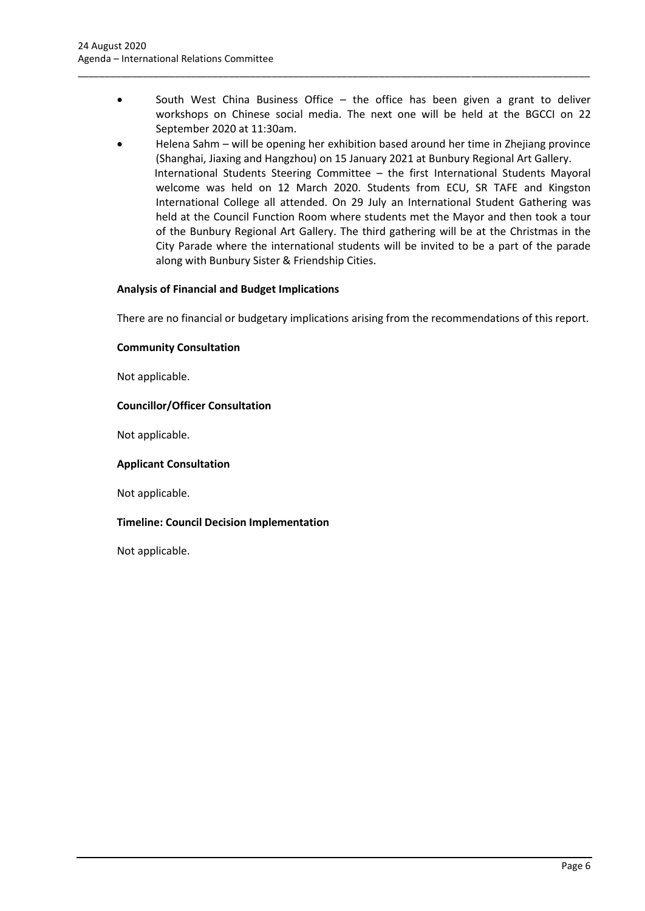- South West China Business Office – the office has been given a grant to deliver workshops on Chinese social media. The next one will be held at the BGCCI on 22 September 2020 at 11:30am.
- Helena Sahm – will be opening her exhibition based around her time in Zhejiang province (Shanghai, Jiaxing and Hangzhou) on 15 January 2021 at Bunbury Regional Art Gallery.

  International Students Steering Committee – the first International Students Mayoral welcome was held on 12 March 2020. Students from ECU, SR TAFE and Kingston International College all attended. On 29 July an International Student Gathering was held at the Council Function Room where students met the Mayor and then took a tour of the Bunbury Regional Art Gallery. The third gathering will be at the Christmas in the City Parade where the international students will be invited to be a part of the parade along with Bunbury Sister & Friendship Cities.

**Analysis of Financial and Budget Implications**

There are no financial or budgetary implications arising from the recommendations of this report.

**Community Consultation**

Not applicable.

**Councillor/Officer Consultation**

Not applicable.

**Applicant Consultation**

Not applicable.

**Timeline: Council Decision Implementation**

Not applicable.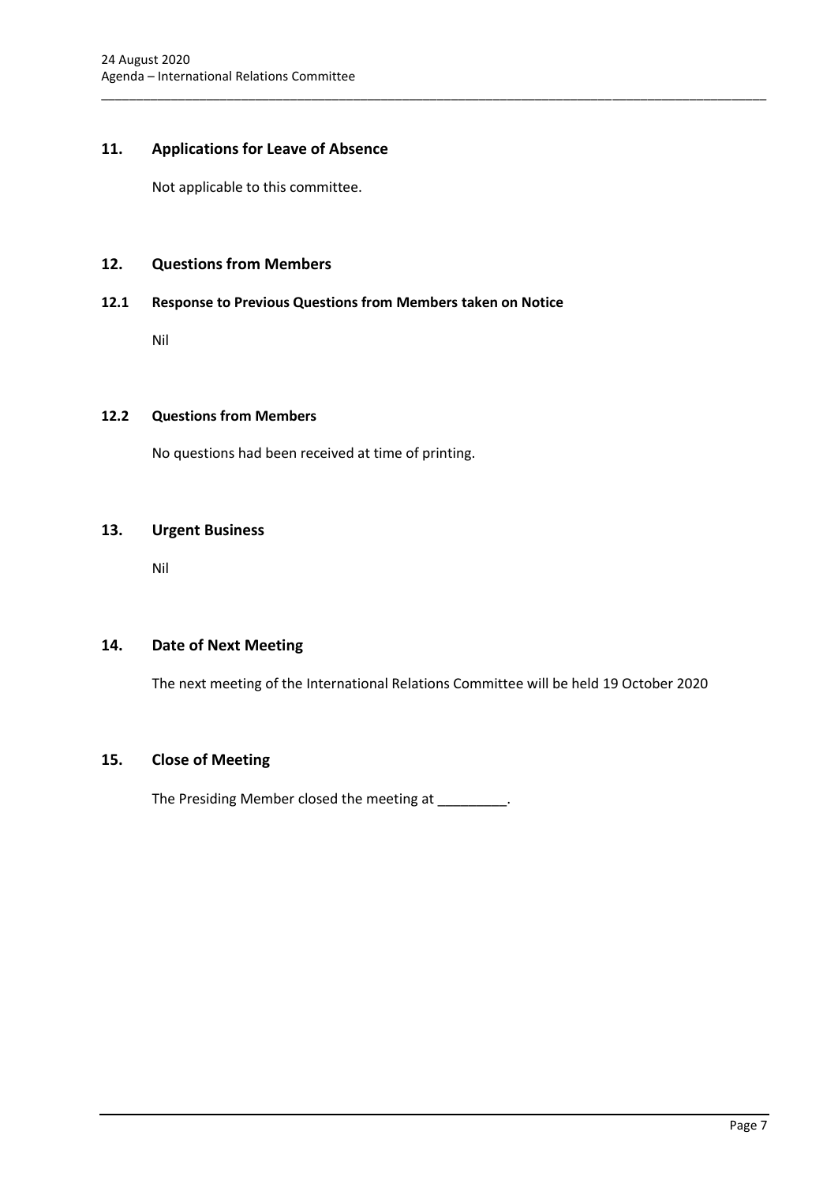## 11. Applications for Leave of Absence

Not applicable to this committee.

## 12. Questions from Members

### 12.1 Response to Previous Questions from Members taken on Notice

Nil

### 12.2 Questions from Members

No questions had been received at time of printing.

## 13. Urgent Business

Nil

## 14. Date of Next Meeting

The next meeting of the International Relations Committee will be held 19 October 2020

## 15. Close of Meeting

The Presiding Member closed the meeting at _________.